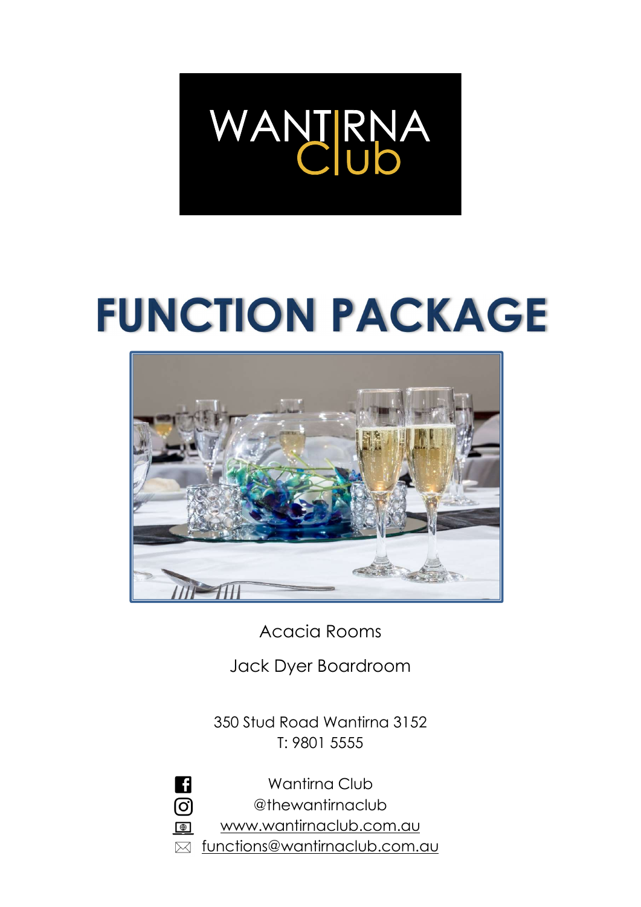WANTIRNA Club

# FUNCTION PACKAGE

Acacia Rooms

Jack Dyer Boardroom

350 Stud Road Wantirna 3152
T: 9801 5555

Wantirna Club
@thewantirnaclub
www.wantirnaclub.com.au
functions@wantirnaclub.com.au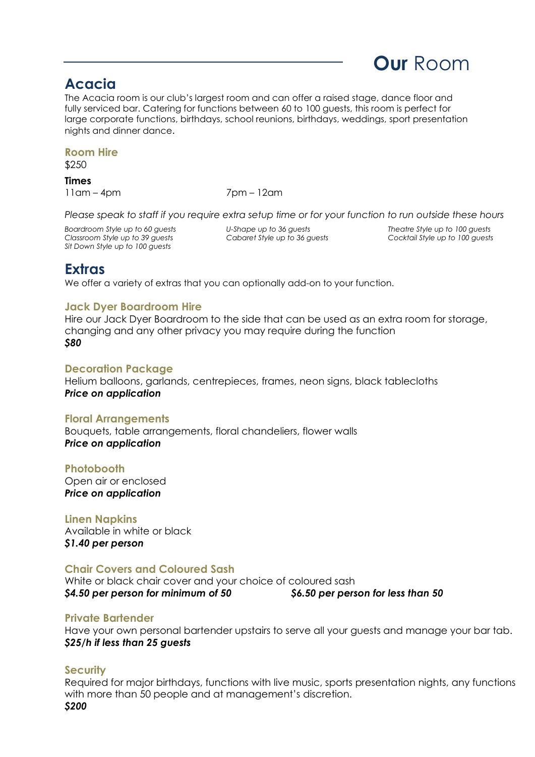# **Our** Room

## Acacia

The Acacia room is our club's largest room and can offer a raised stage, dance floor and fully serviced bar. Catering for functions between 60 to 100 guests, this room is perfect for large corporate functions, birthdays, school reunions, birthdays, weddings, sport presentation nights and dinner dance.

### Room Hire

$250

**Times**

11am – 4pm    7pm – 12am

*Please speak to staff if you require extra setup time or for your function to run outside these hours*

*Boardroom Style up to 60 guests*
*Classroom Style up to 39 guests*
*Sit Down Style up to 100 guests*
*U-Shape up to 36 guests*
*Cabaret Style up to 36 guests*
*Theatre Style up to 100 guests*
*Cocktail Style up to 100 guests*

## Extras

We offer a variety of extras that you can optionally add-on to your function.

### Jack Dyer Boardroom Hire

Hire our Jack Dyer Boardroom to the side that can be used as an extra room for storage, changing and any other privacy you may require during the function
***$80***

### Decoration Package

Helium balloons, garlands, centrepieces, frames, neon signs, black tablecloths
***Price on application***

### Floral Arrangements

Bouquets, table arrangements, floral chandeliers, flower walls
***Price on application***

### Photobooth

Open air or enclosed
***Price on application***

### Linen Napkins

Available in white or black
***$1.40 per person***

### Chair Covers and Coloured Sash

White or black chair cover and your choice of coloured sash
***$4.50 per person for minimum of 50***    ***$6.50 per person for less than 50***

### Private Bartender

Have your own personal bartender upstairs to serve all your guests and manage your bar tab.
***$25/h if less than 25 guests***

### Security

Required for major birthdays, functions with live music, sports presentation nights, any functions with more than 50 people and at management's discretion.
***$200***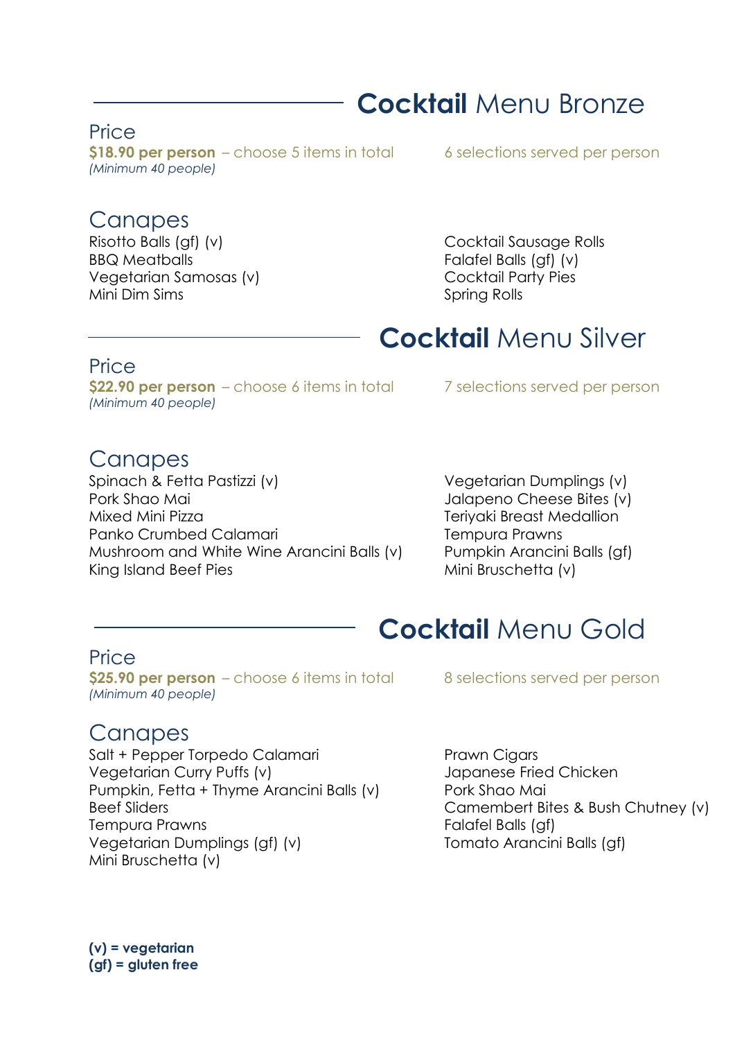## **Cocktail** Menu Bronze

### Price

**$18.90 per person** – choose 5 items in total

*(Minimum 40 people)*

6 selections served per person

### Canapes

Risotto Balls (gf) (v)
BBQ Meatballs
Vegetarian Samosas (v)
Mini Dim Sims
Cocktail Sausage Rolls
Falafel Balls (gf) (v)
Cocktail Party Pies
Spring Rolls

## **Cocktail** Menu Silver

### Price

**$22.90 per person** – choose 6 items in total

*(Minimum 40 people)*

7 selections served per person

### Canapes

Spinach & Fetta Pastizzi (v)
Pork Shao Mai
Mixed Mini Pizza
Panko Crumbed Calamari
Mushroom and White Wine Arancini Balls (v)
King Island Beef Pies
Vegetarian Dumplings (v)
Jalapeno Cheese Bites (v)
Teriyaki Breast Medallion
Tempura Prawns
Pumpkin Arancini Balls (gf)
Mini Bruschetta (v)

## **Cocktail** Menu Gold

### Price

**$25.90 per person** – choose 6 items in total

*(Minimum 40 people)*

8 selections served per person

### Canapes

Salt + Pepper Torpedo Calamari
Vegetarian Curry Puffs (v)
Pumpkin, Fetta + Thyme Arancini Balls (v)
Beef Sliders
Tempura Prawns
Vegetarian Dumplings (gf) (v)
Mini Bruschetta (v)
Prawn Cigars
Japanese Fried Chicken
Pork Shao Mai
Camembert Bites & Bush Chutney (v)
Falafel Balls (gf)
Tomato Arancini Balls (gf)

**(v) = vegetarian**
**(gf) = gluten free**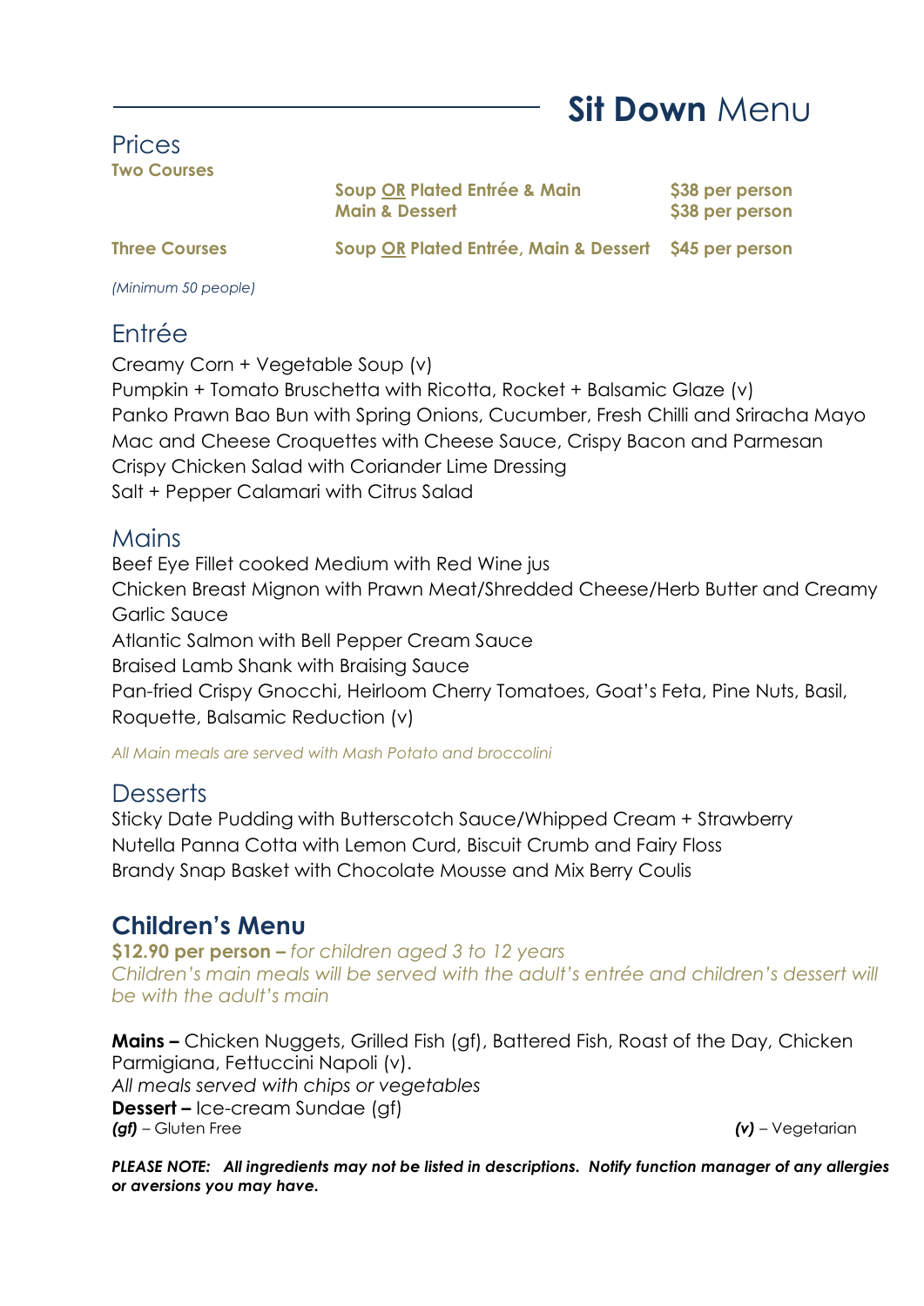# **Sit Down** Menu

## Prices

| | | |
|---|---|---|
| **Two Courses** | | |
| | **Soup OR Plated Entrée & Main** | **$38 per person** |
| | **Main & Dessert** | **$38 per person** |
| **Three Courses** | **Soup OR Plated Entrée, Main & Dessert** | **$45 per person** |

*(Minimum 50 people)*

## Entrée

Creamy Corn + Vegetable Soup (v)
Pumpkin + Tomato Bruschetta with Ricotta, Rocket + Balsamic Glaze (v)
Panko Prawn Bao Bun with Spring Onions, Cucumber, Fresh Chilli and Sriracha Mayo
Mac and Cheese Croquettes with Cheese Sauce, Crispy Bacon and Parmesan
Crispy Chicken Salad with Coriander Lime Dressing
Salt + Pepper Calamari with Citrus Salad

## Mains

Beef Eye Fillet cooked Medium with Red Wine jus
Chicken Breast Mignon with Prawn Meat/Shredded Cheese/Herb Butter and Creamy Garlic Sauce
Atlantic Salmon with Bell Pepper Cream Sauce
Braised Lamb Shank with Braising Sauce
Pan-fried Crispy Gnocchi, Heirloom Cherry Tomatoes, Goat's Feta, Pine Nuts, Basil, Roquette, Balsamic Reduction (v)

*All Main meals are served with Mash Potato and broccolini*

## Desserts

Sticky Date Pudding with Butterscotch Sauce/Whipped Cream + Strawberry
Nutella Panna Cotta with Lemon Curd, Biscuit Crumb and Fairy Floss
Brandy Snap Basket with Chocolate Mousse and Mix Berry Coulis

## **Children's Menu**

**$12.90 per person –** *for children aged 3 to 12 years*
*Children's main meals will be served with the adult's entrée and children's dessert will be with the adult's main*

**Mains –** Chicken Nuggets, Grilled Fish (gf), Battered Fish, Roast of the Day, Chicken Parmigiana, Fettuccini Napoli (v).
*All meals served with chips or vegetables*
**Dessert –** Ice-cream Sundae (gf)
***(gf)*** – Gluten Free ***(v)*** – Vegetarian

***PLEASE NOTE: All ingredients may not be listed in descriptions. Notify function manager of any allergies or aversions you may have.***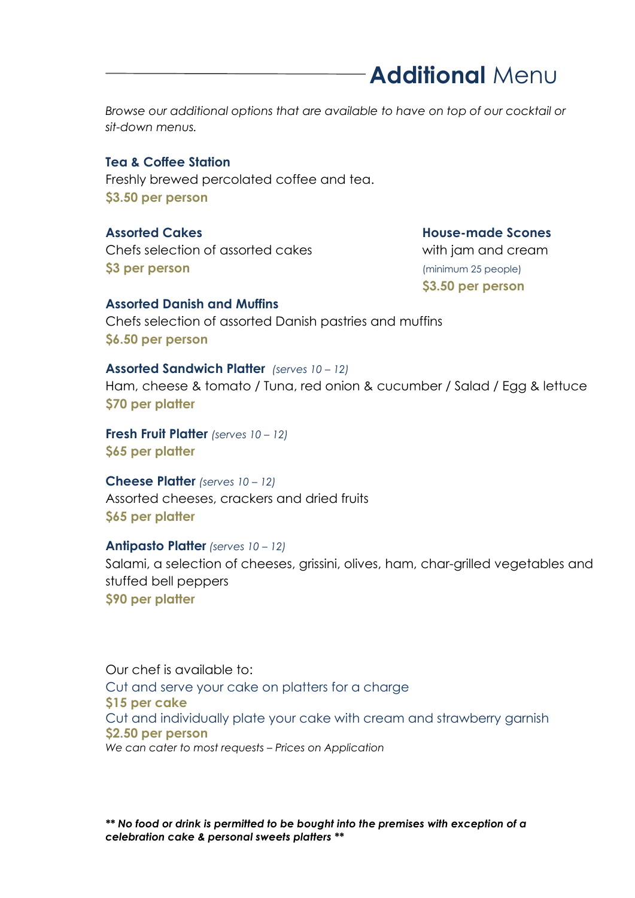# **Additional** Menu

*Browse our additional options that are available to have on top of our cocktail or sit-down menus.*

**Tea & Coffee Station**
Freshly brewed percolated coffee and tea.
**$3.50 per person**

**Assorted Cakes**
Chefs selection of assorted cakes
**$3 per person**

**House-made Scones**
with jam and cream
(minimum 25 people)
**$3.50 per person**

**Assorted Danish and Muffins**
Chefs selection of assorted Danish pastries and muffins
**$6.50 per person**

**Assorted Sandwich Platter** *(serves 10 – 12)*
Ham, cheese & tomato / Tuna, red onion & cucumber / Salad / Egg & lettuce
**$70 per platter**

**Fresh Fruit Platter** *(serves 10 – 12)*
**$65 per platter**

**Cheese Platter** *(serves 10 – 12)*
Assorted cheeses, crackers and dried fruits
**$65 per platter**

**Antipasto Platter** *(serves 10 – 12)*
Salami, a selection of cheeses, grissini, olives, ham, char-grilled vegetables and stuffed bell peppers
**$90 per platter**

Our chef is available to:
Cut and serve your cake on platters for a charge
**$15 per cake**
Cut and individually plate your cake with cream and strawberry garnish
**$2.50 per person**
*We can cater to most requests – Prices on Application*

***** No food or drink is permitted to be bought into the premises with exception of a celebration cake & personal sweets platters *****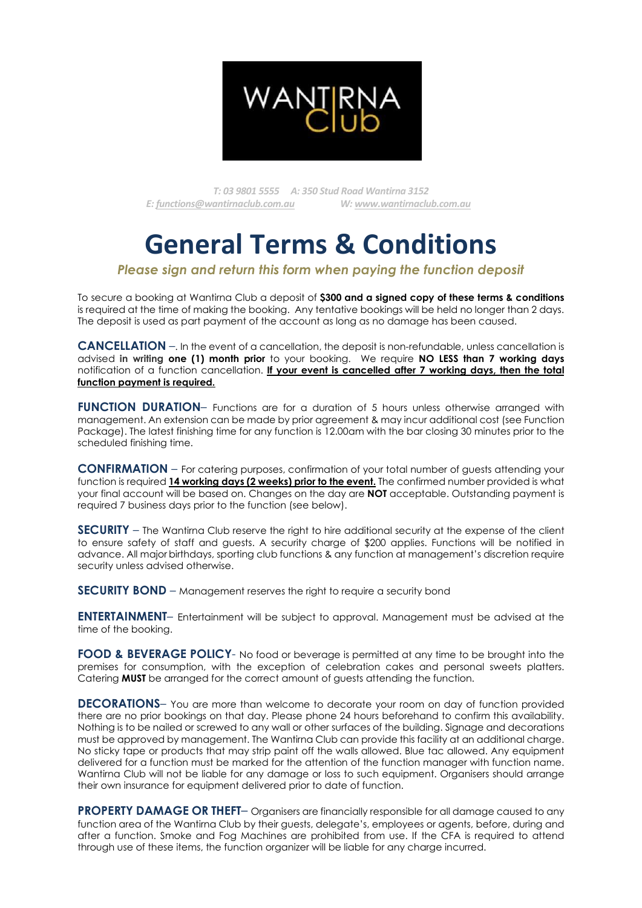WANTIRNA Club

*T: 03 9801 5555 A: 350 Stud Road Wantirna 3152*
*E: functions@wantirnaclub.com.au W: www.wantirnaclub.com.au*

# General Terms & Conditions

*Please sign and return this form when paying the function deposit*

To secure a booking at Wantirna Club a deposit of **$300 and a signed copy of these terms & conditions** is required at the time of making the booking. Any tentative bookings will be held no longer than 2 days. The deposit is used as part payment of the account as long as no damage has been caused.

**CANCELLATION** –. In the event of a cancellation, the deposit is non-refundable, unless cancellation is advised **in writing one (1) month prior** to your booking. We require **NO LESS than 7 working days** notification of a function cancellation. **If your event is cancelled after 7 working days, then the total function payment is required.**

**FUNCTION DURATION**– Functions are for a duration of 5 hours unless otherwise arranged with management. An extension can be made by prior agreement & may incur additional cost (see Function Package). The latest finishing time for any function is 12.00am with the bar closing 30 minutes prior to the scheduled finishing time.

**CONFIRMATION** – For catering purposes, confirmation of your total number of guests attending your function is required **14 working days (2 weeks) prior to the event.** The confirmed number provided is what your final account will be based on. Changes on the day are **NOT** acceptable. Outstanding payment is required 7 business days prior to the function (see below).

**SECURITY** – The Wantirna Club reserve the right to hire additional security at the expense of the client to ensure safety of staff and guests. A security charge of $200 applies. Functions will be notified in advance. All major birthdays, sporting club functions & any function at management's discretion require security unless advised otherwise.

**SECURITY BOND** – Management reserves the right to require a security bond

**ENTERTAINMENT**– Entertainment will be subject to approval. Management must be advised at the time of the booking.

**FOOD & BEVERAGE POLICY**- No food or beverage is permitted at any time to be brought into the premises for consumption, with the exception of celebration cakes and personal sweets platters. Catering **MUST** be arranged for the correct amount of guests attending the function.

**DECORATIONS**– You are more than welcome to decorate your room on day of function provided there are no prior bookings on that day. Please phone 24 hours beforehand to confirm this availability. Nothing is to be nailed or screwed to any wall or other surfaces of the building. Signage and decorations must be approved by management. The Wantirna Club can provide this facility at an additional charge. No sticky tape or products that may strip paint off the walls allowed. Blue tac allowed. Any equipment delivered for a function must be marked for the attention of the function manager with function name. Wantirna Club will not be liable for any damage or loss to such equipment. Organisers should arrange their own insurance for equipment delivered prior to date of function.

**PROPERTY DAMAGE OR THEFT**– Organisers are financially responsible for all damage caused to any function area of the Wantirna Club by their guests, delegate's, employees or agents, before, during and after a function. Smoke and Fog Machines are prohibited from use. If the CFA is required to attend through use of these items, the function organizer will be liable for any charge incurred.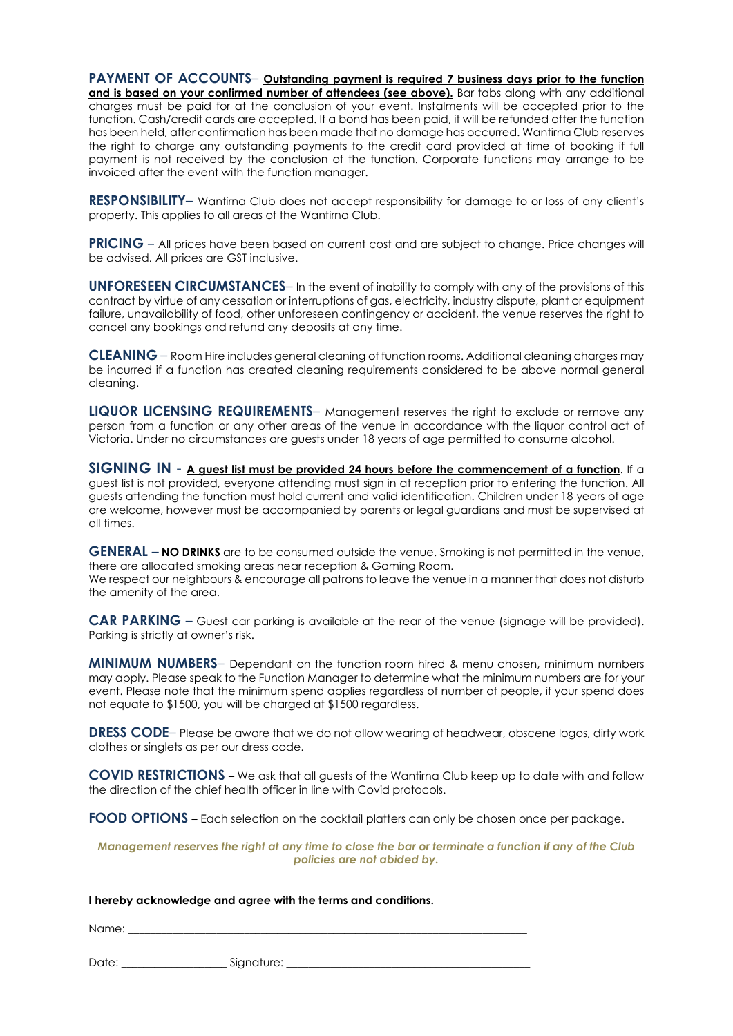**PAYMENT OF ACCOUNTS**– **Outstanding payment is required 7 business days prior to the function and is based on your confirmed number of attendees (see above).** Bar tabs along with any additional charges must be paid for at the conclusion of your event. Instalments will be accepted prior to the function. Cash/credit cards are accepted. If a bond has been paid, it will be refunded after the function has been held, after confirmation has been made that no damage has occurred. Wantirna Club reserves the right to charge any outstanding payments to the credit card provided at time of booking if full payment is not received by the conclusion of the function. Corporate functions may arrange to be invoiced after the event with the function manager.

**RESPONSIBILITY**– Wantirna Club does not accept responsibility for damage to or loss of any client's property. This applies to all areas of the Wantirna Club.

**PRICING** – All prices have been based on current cost and are subject to change. Price changes will be advised. All prices are GST inclusive.

**UNFORESEEN CIRCUMSTANCES**– In the event of inability to comply with any of the provisions of this contract by virtue of any cessation or interruptions of gas, electricity, industry dispute, plant or equipment failure, unavailability of food, other unforeseen contingency or accident, the venue reserves the right to cancel any bookings and refund any deposits at any time.

**CLEANING** – Room Hire includes general cleaning of function rooms. Additional cleaning charges may be incurred if a function has created cleaning requirements considered to be above normal general cleaning.

**LIQUOR LICENSING REQUIREMENTS**– Management reserves the right to exclude or remove any person from a function or any other areas of the venue in accordance with the liquor control act of Victoria. Under no circumstances are guests under 18 years of age permitted to consume alcohol.

**SIGNING IN** - **A guest list must be provided 24 hours before the commencement of a function**. If a guest list is not provided, everyone attending must sign in at reception prior to entering the function. All guests attending the function must hold current and valid identification. Children under 18 years of age are welcome, however must be accompanied by parents or legal guardians and must be supervised at all times.

**GENERAL** – **NO DRINKS** are to be consumed outside the venue. Smoking is not permitted in the venue, there are allocated smoking areas near reception & Gaming Room.
We respect our neighbours & encourage all patrons to leave the venue in a manner that does not disturb the amenity of the area.

**CAR PARKING** – Guest car parking is available at the rear of the venue (signage will be provided). Parking is strictly at owner's risk.

**MINIMUM NUMBERS**– Dependant on the function room hired & menu chosen, minimum numbers may apply. Please speak to the Function Manager to determine what the minimum numbers are for your event. Please note that the minimum spend applies regardless of number of people, if your spend does not equate to $1500, you will be charged at $1500 regardless.

**DRESS CODE**– Please be aware that we do not allow wearing of headwear, obscene logos, dirty work clothes or singlets as per our dress code.

**COVID RESTRICTIONS** – We ask that all guests of the Wantirna Club keep up to date with and follow the direction of the chief health officer in line with Covid protocols.

**FOOD OPTIONS** – Each selection on the cocktail platters can only be chosen once per package.

***Management reserves the right at any time to close the bar or terminate a function if any of the Club policies are not abided by.***

**I hereby acknowledge and agree with the terms and conditions.**

Name: ____________________________________________________________________

Date: __________________ Signature: ________________________________________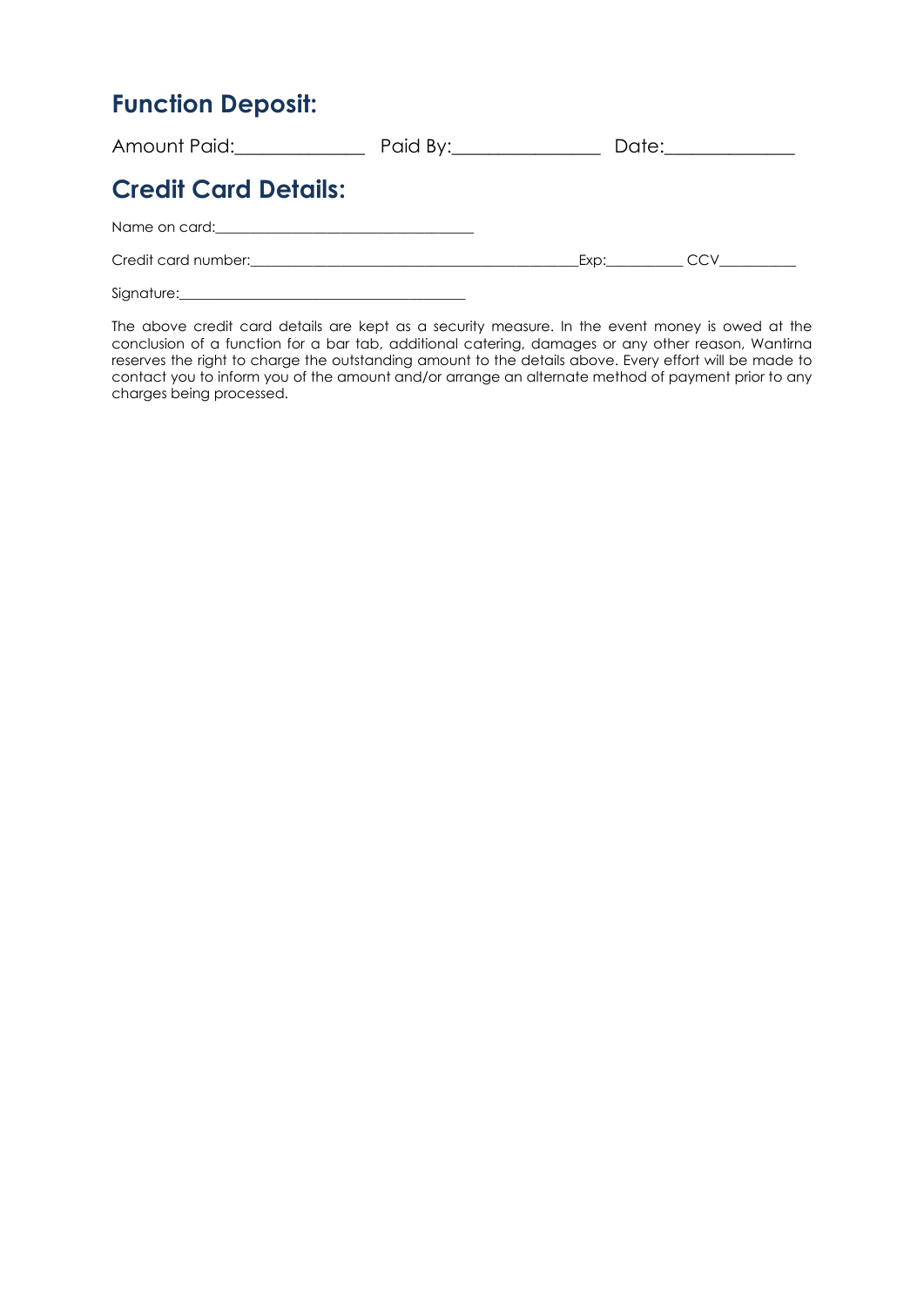## Function Deposit:

Amount Paid:______________ Paid By:________________ Date:_____________

## Credit Card Details:

Name on card:____________________________________

Credit card number:_____________________________________________Exp:__________ CCV__________

Signature:________________________________________

The above credit card details are kept as a security measure. In the event money is owed at the conclusion of a function for a bar tab, additional catering, damages or any other reason, Wantirna reserves the right to charge the outstanding amount to the details above. Every effort will be made to contact you to inform you of the amount and/or arrange an alternate method of payment prior to any charges being processed.